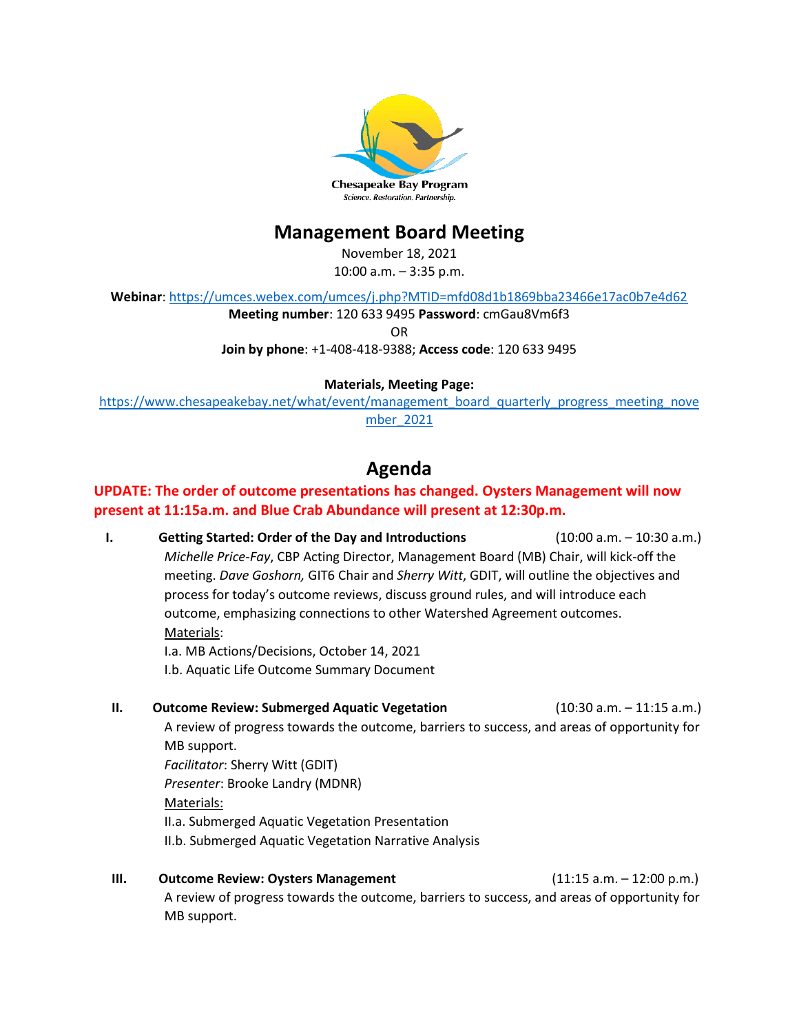Chesapeake Bay Program
*Science. Restoration. Partnership.*

# Management Board Meeting

November 18, 2021
10:00 a.m. – 3:35 p.m.

**Webinar**: https://umces.webex.com/umces/j.php?MTID=mfd08d1b1869bba23466e17ac0b7e4d62
**Meeting number**: 120 633 9495 **Password**: cmGau8Vm6f3
OR
**Join by phone**: +1-408-418-9388; **Access code**: 120 633 9495

**Materials, Meeting Page:**
https://www.chesapeakebay.net/what/event/management_board_quarterly_progress_meeting_november_2021

## Agenda

**UPDATE: The order of outcome presentations has changed. Oysters Management will now present at 11:15a.m. and Blue Crab Abundance will present at 12:30p.m.**

**I. Getting Started: Order of the Day and Introductions** (10:00 a.m. – 10:30 a.m.)

*Michelle Price-Fay*, CBP Acting Director, Management Board (MB) Chair, will kick-off the meeting. *Dave Goshorn,* GIT6 Chair and *Sherry Witt*, GDIT, will outline the objectives and process for today's outcome reviews, discuss ground rules, and will introduce each outcome, emphasizing connections to other Watershed Agreement outcomes.

Materials:
I.a. MB Actions/Decisions, October 14, 2021
I.b. Aquatic Life Outcome Summary Document

**II. Outcome Review: Submerged Aquatic Vegetation** (10:30 a.m. – 11:15 a.m.)

A review of progress towards the outcome, barriers to success, and areas of opportunity for MB support.
*Facilitator*: Sherry Witt (GDIT)
*Presenter*: Brooke Landry (MDNR)

Materials:
II.a. Submerged Aquatic Vegetation Presentation
II.b. Submerged Aquatic Vegetation Narrative Analysis

**III. Outcome Review: Oysters Management** (11:15 a.m. – 12:00 p.m.)

A review of progress towards the outcome, barriers to success, and areas of opportunity for MB support.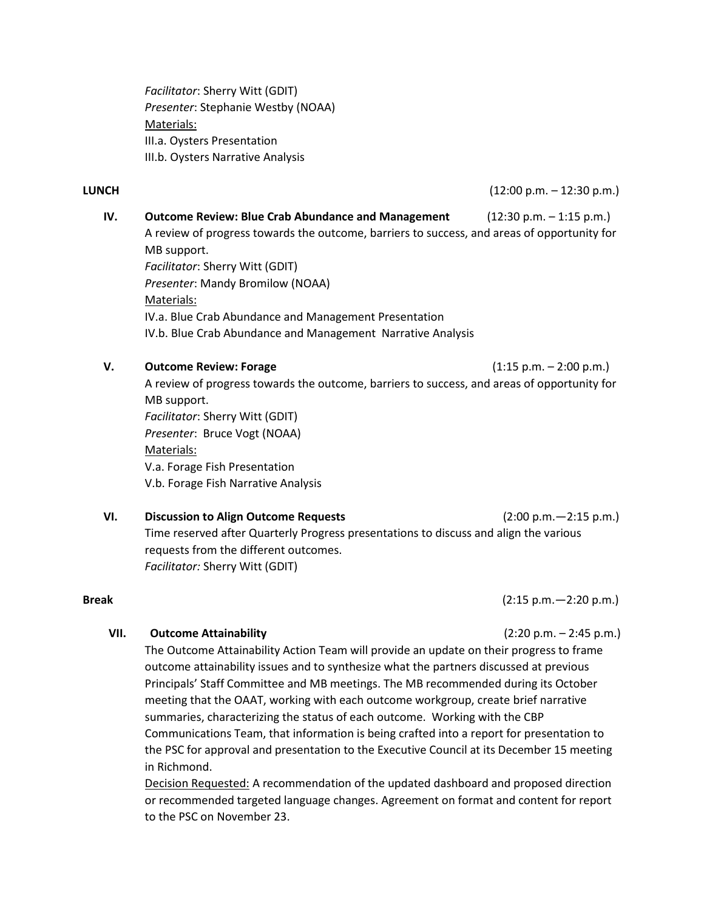*Facilitator*: Sherry Witt (GDIT)
*Presenter*: Stephanie Westby (NOAA)
Materials:
III.a. Oysters Presentation
III.b. Oysters Narrative Analysis

**LUNCH** (12:00 p.m. – 12:30 p.m.)

**IV. Outcome Review: Blue Crab Abundance and Management** (12:30 p.m. – 1:15 p.m.)

A review of progress towards the outcome, barriers to success, and areas of opportunity for MB support.
*Facilitator*: Sherry Witt (GDIT)
*Presenter*: Mandy Bromilow (NOAA)
Materials:
IV.a. Blue Crab Abundance and Management Presentation
IV.b. Blue Crab Abundance and Management Narrative Analysis

**V. Outcome Review: Forage** (1:15 p.m. – 2:00 p.m.)

A review of progress towards the outcome, barriers to success, and areas of opportunity for MB support.
*Facilitator*: Sherry Witt (GDIT)
*Presenter*: Bruce Vogt (NOAA)
Materials:
V.a. Forage Fish Presentation
V.b. Forage Fish Narrative Analysis

**VI. Discussion to Align Outcome Requests** (2:00 p.m.—2:15 p.m.)

Time reserved after Quarterly Progress presentations to discuss and align the various requests from the different outcomes.
*Facilitator:* Sherry Witt (GDIT)

**Break** (2:15 p.m.—2:20 p.m.)

**VII. Outcome Attainability** (2:20 p.m. – 2:45 p.m.)

The Outcome Attainability Action Team will provide an update on their progress to frame outcome attainability issues and to synthesize what the partners discussed at previous Principals' Staff Committee and MB meetings. The MB recommended during its October meeting that the OAAT, working with each outcome workgroup, create brief narrative summaries, characterizing the status of each outcome. Working with the CBP Communications Team, that information is being crafted into a report for presentation to the PSC for approval and presentation to the Executive Council at its December 15 meeting in Richmond.

Decision Requested: A recommendation of the updated dashboard and proposed direction or recommended targeted language changes. Agreement on format and content for report to the PSC on November 23.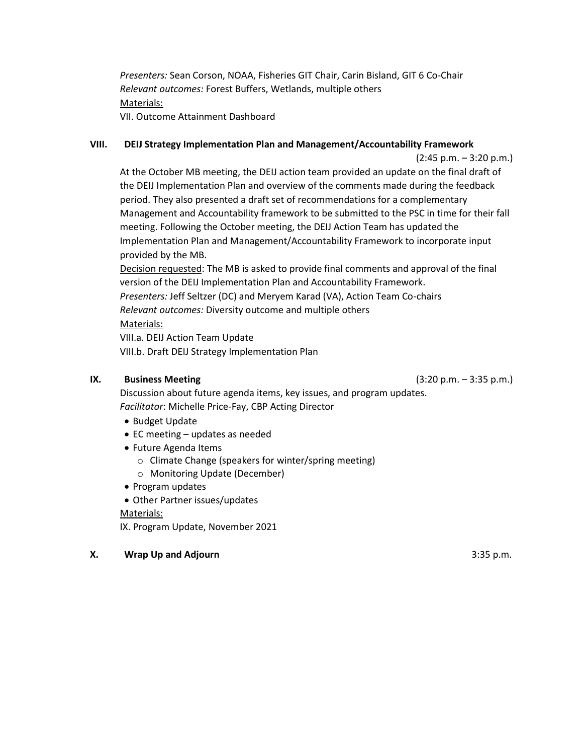*Presenters:* Sean Corson, NOAA, Fisheries GIT Chair, Carin Bisland, GIT 6 Co-Chair
*Relevant outcomes:* Forest Buffers, Wetlands, multiple others
Materials:
VII. Outcome Attainment Dashboard

### VIII. DEIJ Strategy Implementation Plan and Management/Accountability Framework

(2:45 p.m. – 3:20 p.m.)

At the October MB meeting, the DEIJ action team provided an update on the final draft of the DEIJ Implementation Plan and overview of the comments made during the feedback period. They also presented a draft set of recommendations for a complementary Management and Accountability framework to be submitted to the PSC in time for their fall meeting. Following the October meeting, the DEIJ Action Team has updated the Implementation Plan and Management/Accountability Framework to incorporate input provided by the MB.
Decision requested: The MB is asked to provide final comments and approval of the final version of the DEIJ Implementation Plan and Accountability Framework.
*Presenters:* Jeff Seltzer (DC) and Meryem Karad (VA), Action Team Co-chairs
*Relevant outcomes:* Diversity outcome and multiple others
Materials:
VIII.a. DEIJ Action Team Update
VIII.b. Draft DEIJ Strategy Implementation Plan

### IX. Business Meeting

(3:20 p.m. – 3:35 p.m.)

Discussion about future agenda items, key issues, and program updates.
*Facilitator*: Michelle Price-Fay, CBP Acting Director

- Budget Update
- EC meeting – updates as needed
- Future Agenda Items
  - Climate Change (speakers for winter/spring meeting)
  - Monitoring Update (December)
- Program updates
- Other Partner issues/updates

Materials:
IX. Program Update, November 2021

### X. Wrap Up and Adjourn

3:35 p.m.